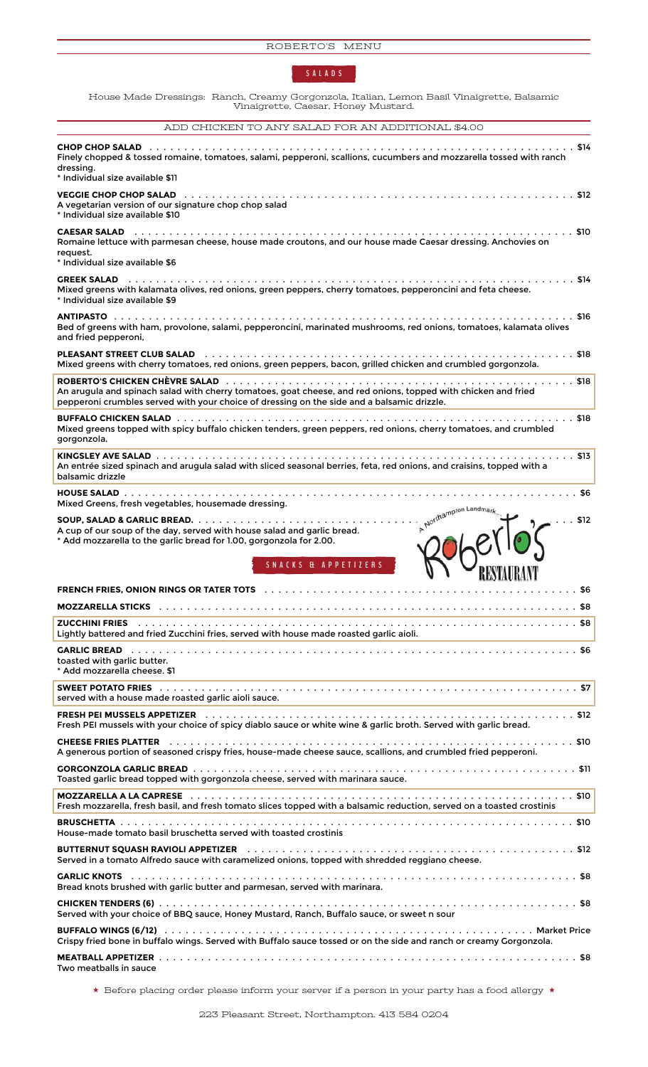## SALADS

House Made Dressings: Ranch, Creamy Gorgonzola, Italian, Lemon Basil Vinaigrette, Balsamic Vinaigrette, Caesar, Honey Mustard.

ADD CHICKEN TO ANY SALAD FOR AN ADDITIONAL $4.00

**CHOP CHOP SALAD** . . . . . . . . $14
Finely chopped & tossed romaine, tomatoes, salami, pepperoni, scallions, cucumbers and mozzarella tossed with ranch dressing.
* Individual size available $11

**VEGGIE CHOP CHOP SALAD** . . . . . . . . $12
A vegetarian version of our signature chop chop salad
* Individual size available $10

**CAESAR SALAD** . . . . . . . . $10
Romaine lettuce with parmesan cheese, house made croutons, and our house made Caesar dressing. Anchovies on request.
* Individual size available $6

**GREEK SALAD** . . . . . . . . $14
Mixed greens with kalamata olives, red onions, green peppers, cherry tomatoes, pepperoncini and feta cheese.
* Individual size available $9

**ANTIPASTO** . . . . . . . . $16
Bed of greens with ham, provolone, salami, pepperoncini, marinated mushrooms, red onions, tomatoes, kalamata olives and fried pepperoni,

**PLEASANT STREET CLUB SALAD** . . . . . . . . $18
Mixed greens with cherry tomatoes, red onions, green peppers, bacon, grilled chicken and crumbled gorgonzola.

**ROBERTO'S CHICKEN CHÈVRE SALAD** . . . . . . . . $18
An arugula and spinach salad with cherry tomatoes, goat cheese, and red onions, topped with chicken and fried pepperoni crumbles served with your choice of dressing on the side and a balsamic drizzle.

**BUFFALO CHICKEN SALAD** . . . . . . . . $18
Mixed greens topped with spicy buffalo chicken tenders, green peppers, red onions, cherry tomatoes, and crumbled gorgonzola.

**KINGSLEY AVE SALAD** . . . . . . . . $13
An entrée sized spinach and arugula salad with sliced seasonal berries, feta, red onions, and craisins, topped with a balsamic drizzle

**HOUSE SALAD** . . . . . . . . $6
Mixed Greens, fresh vegetables, housemade dressing.

**SOUP, SALAD & GARLIC BREAD.** . . . . . . . . $12
A cup of our soup of the day, served with house salad and garlic bread.
* Add mozzarella to the garlic bread for 1.00, gorgonzola for 2.00.

A Northampton Landmark... Roberto's RESTAURANT

## SNACKS & APPETIZERS

**FRENCH FRIES, ONION RINGS OR TATER TOTS** . . . . . . . . $6

**MOZZARELLA STICKS** . . . . . . . . $8

**ZUCCHINI FRIES** . . . . . . . . $8
Lightly battered and fried Zucchini fries, served with house made roasted garlic aioli.

**GARLIC BREAD** . . . . . . . . $6
toasted with garlic butter.
* Add mozzarella cheese. $1

**SWEET POTATO FRIES** . . . . . . . . $7
served with a house made roasted garlic aioli sauce.

**FRESH PEI MUSSELS APPETIZER** . . . . . . . . $12
Fresh PEI mussels with your choice of spicy diablo sauce or white wine & garlic broth. Served with garlic bread.

**CHEESE FRIES PLATTER** . . . . . . . . $10
A generous portion of seasoned crispy fries, house-made cheese sauce, scallions, and crumbled fried pepperoni.

**GORGONZOLA GARLIC BREAD** . . . . . . . . $11
Toasted garlic bread topped with gorgonzola cheese, served with marinara sauce.

**MOZZARELLA A LA CAPRESE** . . . . . . . . $10
Fresh mozzarella, fresh basil, and fresh tomato slices topped with a balsamic reduction, served on a toasted crostinis

**BRUSCHETTA** . . . . . . . . $10
House-made tomato basil bruschetta served with toasted crostinis

**BUTTERNUT SQUASH RAVIOLI APPETIZER** . . . . . . . . $12
Served in a tomato Alfredo sauce with caramelized onions, topped with shredded reggiano cheese.

**GARLIC KNOTS** . . . . . . . . $8
Bread knots brushed with garlic butter and parmesan, served with marinara.

**CHICKEN TENDERS (6)** . . . . . . . . $8
Served with your choice of BBQ sauce, Honey Mustard, Ranch, Buffalo sauce, or sweet n sour

**BUFFALO WINGS (6/12)** . . . . . . . . Market Price
Crispy fried bone in buffalo wings. Served with Buffalo sauce tossed or on the side and ranch or creamy Gorgonzola.

**MEATBALL APPETIZER** . . . . . . . . $8
Two meatballs in sauce

★ Before placing order please inform your server if a person in your party has a food allergy ★

223 Pleasant Street, Northampton. 413 584 0204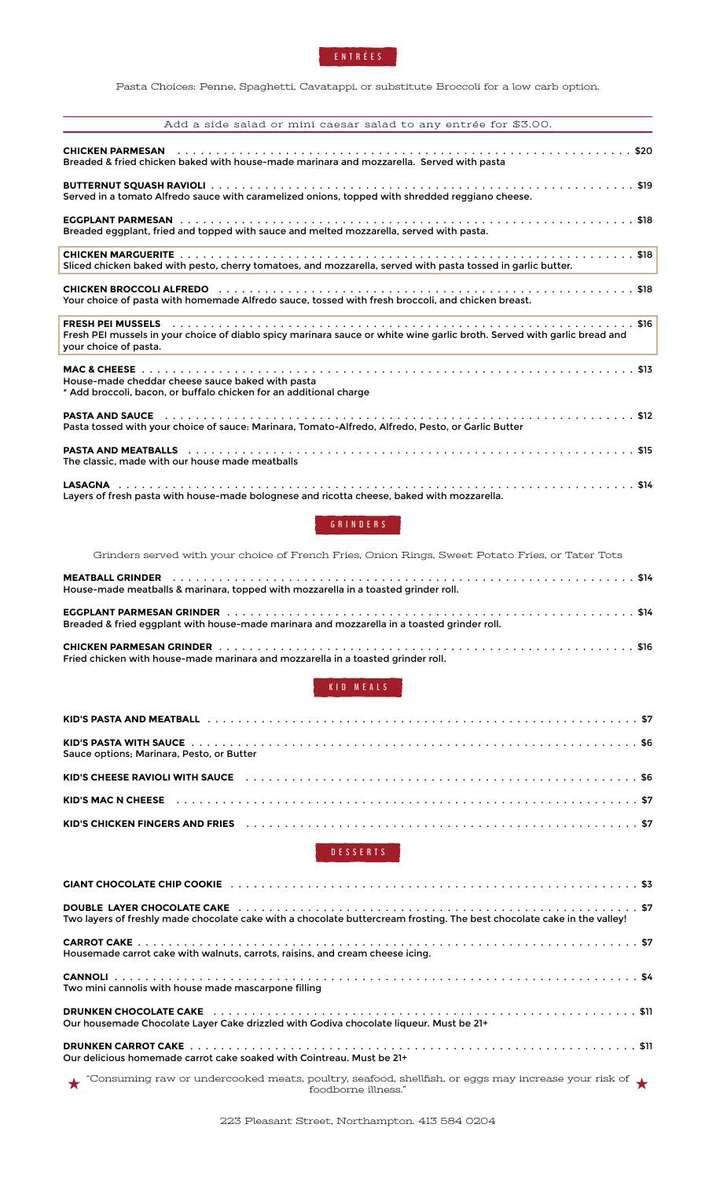## ENTRÉES

Pasta Choices: Penne, Spaghetti, Cavatappi, or substitute Broccoli for a low carb option.

Add a side salad or mini caesar salad to any entrée for $3.00.

**CHICKEN PARMESAN** . . . . . . . . $20
Breaded & fried chicken baked with house-made marinara and mozzarella. Served with pasta

**BUTTERNUT SQUASH RAVIOLI** . . . . . . . . $19
Served in a tomato Alfredo sauce with caramelized onions, topped with shredded reggiano cheese.

**EGGPLANT PARMESAN** . . . . . . . . $18
Breaded eggplant, fried and topped with sauce and melted mozzarella, served with pasta.

**CHICKEN MARGUERITE** . . . . . . . . $18
Sliced chicken baked with pesto, cherry tomatoes, and mozzarella, served with pasta tossed in garlic butter.

**CHICKEN BROCCOLI ALFREDO** . . . . . . . . $18
Your choice of pasta with homemade Alfredo sauce, tossed with fresh broccoli, and chicken breast.

**FRESH PEI MUSSELS** . . . . . . . . $16
Fresh PEI mussels in your choice of diablo spicy marinara sauce or white wine garlic broth. Served with garlic bread and your choice of pasta.

**MAC & CHEESE** . . . . . . . . $13
House-made cheddar cheese sauce baked with pasta
* Add broccoli, bacon, or buffalo chicken for an additional charge

**PASTA AND SAUCE** . . . . . . . . $12
Pasta tossed with your choice of sauce: Marinara, Tomato-Alfredo, Alfredo, Pesto, or Garlic Butter

**PASTA AND MEATBALLS** . . . . . . . . $15
The classic, made with our house made meatballs

**LASAGNA** . . . . . . . . $14
Layers of fresh pasta with house-made bolognese and ricotta cheese, baked with mozzarella.

## GRINDERS

Grinders served with your choice of French Fries, Onion Rings, Sweet Potato Fries, or Tater Tots

**MEATBALL GRINDER** . . . . . . . . $14
House-made meatballs & marinara, topped with mozzarella in a toasted grinder roll.

**EGGPLANT PARMESAN GRINDER** . . . . . . . . $14
Breaded & fried eggplant with house-made marinara and mozzarella in a toasted grinder roll.

**CHICKEN PARMESAN GRINDER** . . . . . . . . $16
Fried chicken with house-made marinara and mozzarella in a toasted grinder roll.

## KID MEALS

**KID'S PASTA AND MEATBALL** . . . . . . . . $7

**KID'S PASTA WITH SAUCE** . . . . . . . . $6
Sauce options; Marinara, Pesto, or Butter

**KID'S CHEESE RAVIOLI WITH SAUCE** . . . . . . . . $6

**KID'S MAC N CHEESE** . . . . . . . . $7

**KID'S CHICKEN FINGERS AND FRIES** . . . . . . . . $7

## DESSERTS

**GIANT CHOCOLATE CHIP COOKIE** . . . . . . . . $3

**DOUBLE LAYER CHOCOLATE CAKE** . . . . . . . . $7
Two layers of freshly made chocolate cake with a chocolate buttercream frosting. The best chocolate cake in the valley!

**CARROT CAKE** . . . . . . . . $7
Housemade carrot cake with walnuts, carrots, raisins, and cream cheese icing.

**CANNOLI** . . . . . . . . $4
Two mini cannolis with house made mascarpone filling

**DRUNKEN CHOCOLATE CAKE** . . . . . . . . $11
Our housemade Chocolate Layer Cake drizzled with Godiva chocolate liqueur. Must be 21+

**DRUNKEN CARROT CAKE** . . . . . . . . $11
Our delicious homemade carrot cake soaked with Cointreau. Must be 21+

★ "Consuming raw or undercooked meats, poultry, seafood, shellfish, or eggs may increase your risk of foodborne illness." ★

223 Pleasant Street, Northampton. 413 584 0204